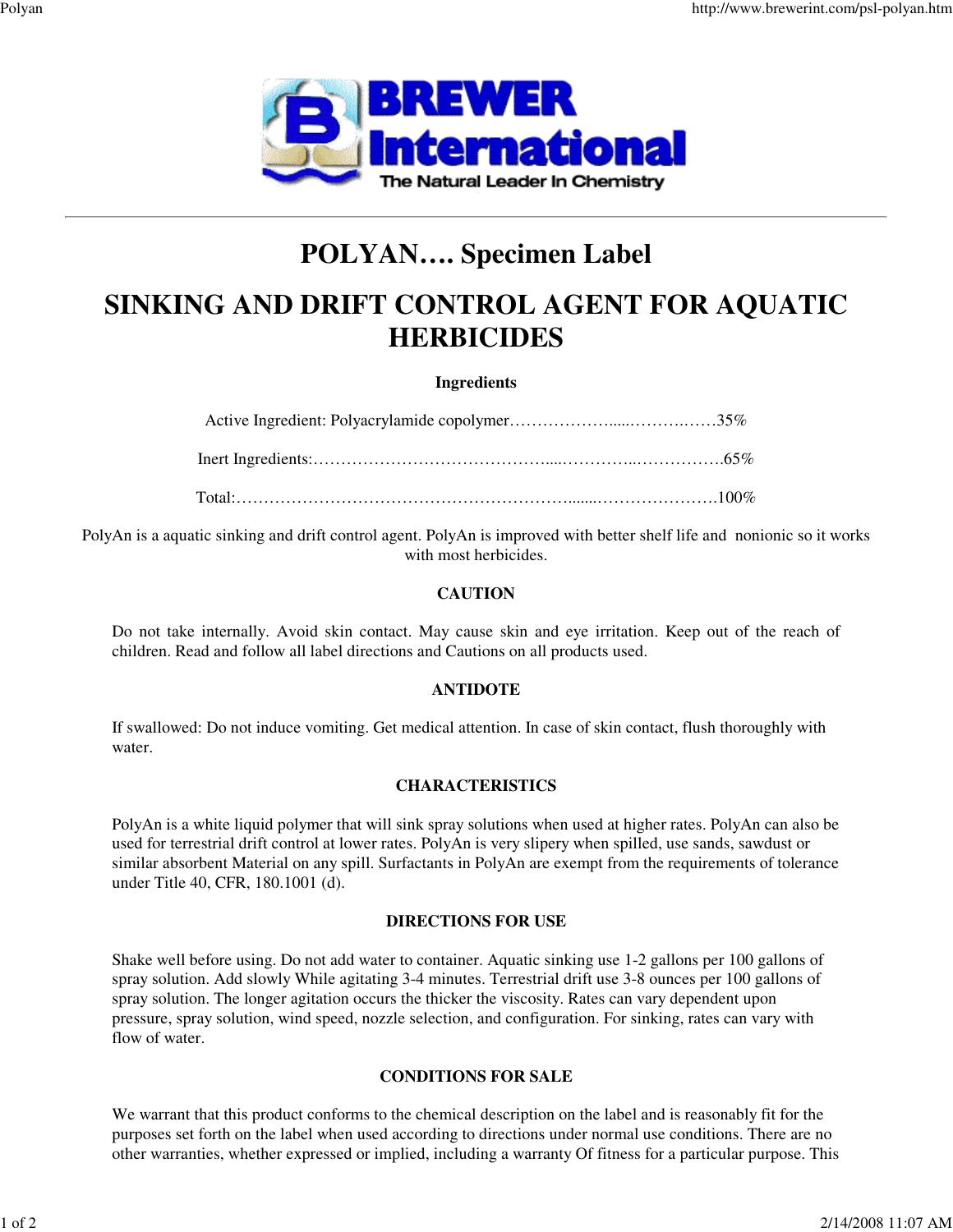# POLYAN…. Specimen Label

# SINKING AND DRIFT CONTROL AGENT FOR AQUATIC HERBICIDES

**Ingredients**

Active Ingredient: Polyacrylamide copolymer………………....……….……35%

Inert Ingredients:……………………………………....…………..…………….65%

Total:…………………………………………………….......………………….100%

PolyAn is a aquatic sinking and drift control agent. PolyAn is improved with better shelf life and nonionic so it works with most herbicides.

**CAUTION**

Do not take internally. Avoid skin contact. May cause skin and eye irritation. Keep out of the reach of children. Read and follow all label directions and Cautions on all products used.

**ANTIDOTE**

If swallowed: Do not induce vomiting. Get medical attention. In case of skin contact, flush thoroughly with water.

**CHARACTERISTICS**

PolyAn is a white liquid polymer that will sink spray solutions when used at higher rates. PolyAn can also be used for terrestrial drift control at lower rates. PolyAn is very slipery when spilled, use sands, sawdust or similar absorbent Material on any spill. Surfactants in PolyAn are exempt from the requirements of tolerance under Title 40, CFR, 180.1001 (d).

**DIRECTIONS FOR USE**

Shake well before using. Do not add water to container. Aquatic sinking use 1-2 gallons per 100 gallons of spray solution. Add slowly While agitating 3-4 minutes. Terrestrial drift use 3-8 ounces per 100 gallons of spray solution. The longer agitation occurs the thicker the viscosity. Rates can vary dependent upon pressure, spray solution, wind speed, nozzle selection, and configuration. For sinking, rates can vary with flow of water.

**CONDITIONS FOR SALE**

We warrant that this product conforms to the chemical description on the label and is reasonably fit for the purposes set forth on the label when used according to directions under normal use conditions. There are no other warranties, whether expressed or implied, including a warranty Of fitness for a particular purpose. This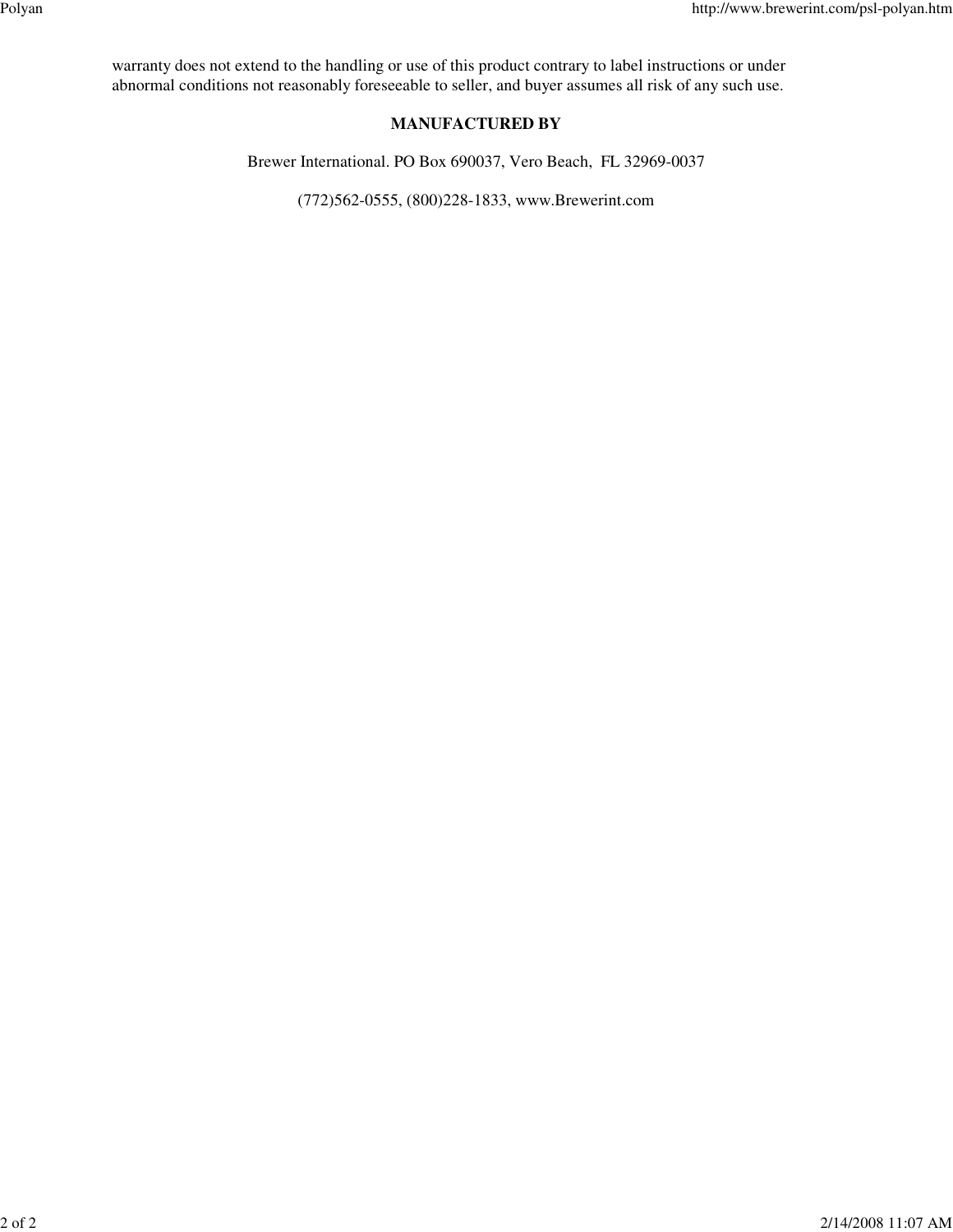warranty does not extend to the handling or use of this product contrary to label instructions or under abnormal conditions not reasonably foreseeable to seller, and buyer assumes all risk of any such use.

**MANUFACTURED BY**

Brewer International. PO Box 690037, Vero Beach, FL 32969-0037

(772)562-0555, (800)228-1833, www.Brewerint.com